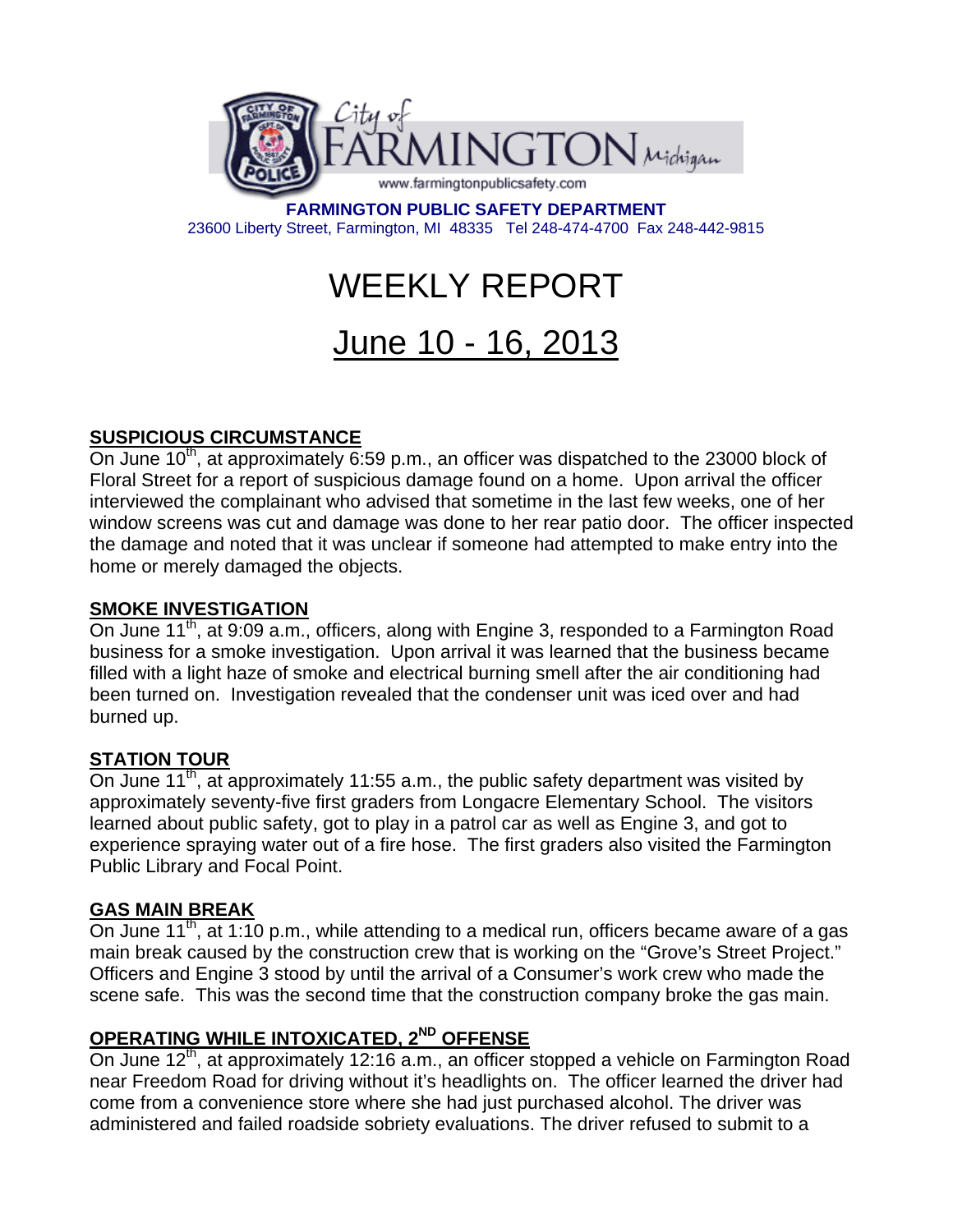City of FARMINGTON Michigan

www.farmingtonpublicsafety.com

**FARMINGTON PUBLIC SAFETY DEPARTMENT**
23600 Liberty Street, Farmington, MI 48335 Tel 248-474-4700 Fax 248-442-9815

# WEEKLY REPORT

# June 10 - 16, 2013

## SUSPICIOUS CIRCUMSTANCE

On June 10th, at approximately 6:59 p.m., an officer was dispatched to the 23000 block of Floral Street for a report of suspicious damage found on a home. Upon arrival the officer interviewed the complainant who advised that sometime in the last few weeks, one of her window screens was cut and damage was done to her rear patio door. The officer inspected the damage and noted that it was unclear if someone had attempted to make entry into the home or merely damaged the objects.

## SMOKE INVESTIGATION

On June 11th, at 9:09 a.m., officers, along with Engine 3, responded to a Farmington Road business for a smoke investigation. Upon arrival it was learned that the business became filled with a light haze of smoke and electrical burning smell after the air conditioning had been turned on. Investigation revealed that the condenser unit was iced over and had burned up.

## STATION TOUR

On June 11th, at approximately 11:55 a.m., the public safety department was visited by approximately seventy-five first graders from Longacre Elementary School. The visitors learned about public safety, got to play in a patrol car as well as Engine 3, and got to experience spraying water out of a fire hose. The first graders also visited the Farmington Public Library and Focal Point.

## GAS MAIN BREAK

On June 11th, at 1:10 p.m., while attending to a medical run, officers became aware of a gas main break caused by the construction crew that is working on the "Grove's Street Project." Officers and Engine 3 stood by until the arrival of a Consumer's work crew who made the scene safe. This was the second time that the construction company broke the gas main.

## OPERATING WHILE INTOXICATED, 2ND OFFENSE

On June 12th, at approximately 12:16 a.m., an officer stopped a vehicle on Farmington Road near Freedom Road for driving without it's headlights on. The officer learned the driver had come from a convenience store where she had just purchased alcohol. The driver was administered and failed roadside sobriety evaluations. The driver refused to submit to a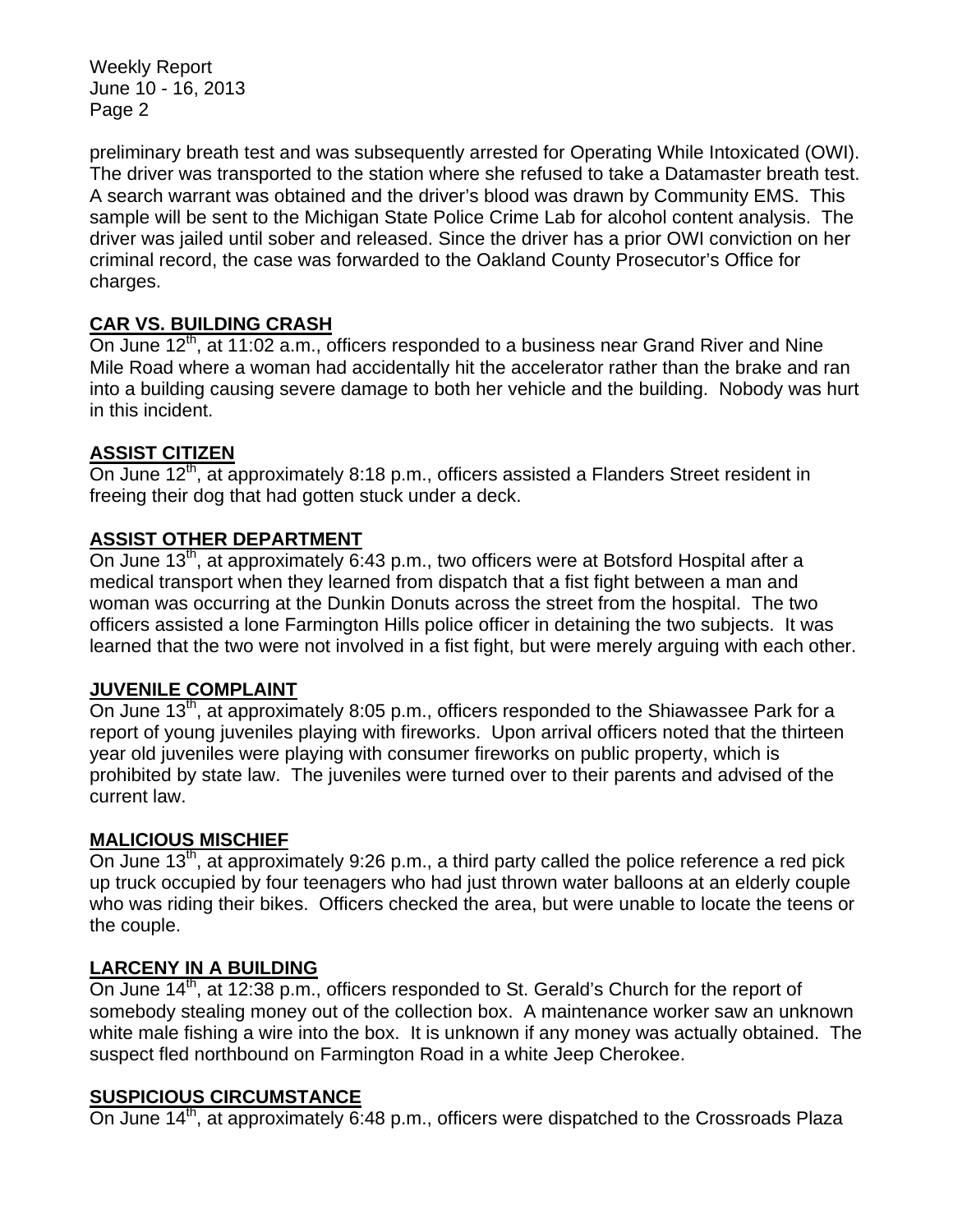preliminary breath test and was subsequently arrested for Operating While Intoxicated (OWI). The driver was transported to the station where she refused to take a Datamaster breath test. A search warrant was obtained and the driver's blood was drawn by Community EMS. This sample will be sent to the Michigan State Police Crime Lab for alcohol content analysis. The driver was jailed until sober and released. Since the driver has a prior OWI conviction on her criminal record, the case was forwarded to the Oakland County Prosecutor's Office for charges.

## CAR VS. BUILDING CRASH

On June 12th, at 11:02 a.m., officers responded to a business near Grand River and Nine Mile Road where a woman had accidentally hit the accelerator rather than the brake and ran into a building causing severe damage to both her vehicle and the building. Nobody was hurt in this incident.

## ASSIST CITIZEN

On June 12th, at approximately 8:18 p.m., officers assisted a Flanders Street resident in freeing their dog that had gotten stuck under a deck.

## ASSIST OTHER DEPARTMENT

On June 13th, at approximately 6:43 p.m., two officers were at Botsford Hospital after a medical transport when they learned from dispatch that a fist fight between a man and woman was occurring at the Dunkin Donuts across the street from the hospital. The two officers assisted a lone Farmington Hills police officer in detaining the two subjects. It was learned that the two were not involved in a fist fight, but were merely arguing with each other.

## JUVENILE COMPLAINT

On June 13th, at approximately 8:05 p.m., officers responded to the Shiawassee Park for a report of young juveniles playing with fireworks. Upon arrival officers noted that the thirteen year old juveniles were playing with consumer fireworks on public property, which is prohibited by state law. The juveniles were turned over to their parents and advised of the current law.

## MALICIOUS MISCHIEF

On June 13th, at approximately 9:26 p.m., a third party called the police reference a red pick up truck occupied by four teenagers who had just thrown water balloons at an elderly couple who was riding their bikes. Officers checked the area, but were unable to locate the teens or the couple.

## LARCENY IN A BUILDING

On June 14th, at 12:38 p.m., officers responded to St. Gerald's Church for the report of somebody stealing money out of the collection box. A maintenance worker saw an unknown white male fishing a wire into the box. It is unknown if any money was actually obtained. The suspect fled northbound on Farmington Road in a white Jeep Cherokee.

## SUSPICIOUS CIRCUMSTANCE

On June 14th, at approximately 6:48 p.m., officers were dispatched to the Crossroads Plaza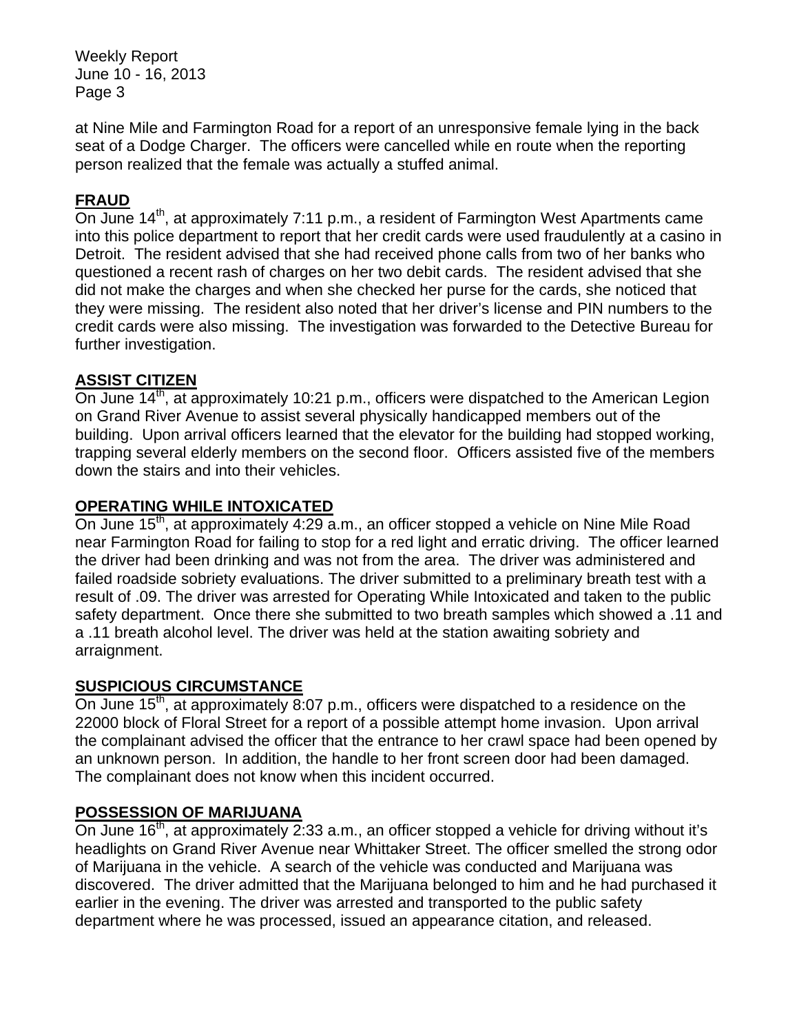at Nine Mile and Farmington Road for a report of an unresponsive female lying in the back seat of a Dodge Charger. The officers were cancelled while en route when the reporting person realized that the female was actually a stuffed animal.

**FRAUD**

On June 14th, at approximately 7:11 p.m., a resident of Farmington West Apartments came into this police department to report that her credit cards were used fraudulently at a casino in Detroit. The resident advised that she had received phone calls from two of her banks who questioned a recent rash of charges on her two debit cards. The resident advised that she did not make the charges and when she checked her purse for the cards, she noticed that they were missing. The resident also noted that her driver's license and PIN numbers to the credit cards were also missing. The investigation was forwarded to the Detective Bureau for further investigation.

**ASSIST CITIZEN**

On June 14th, at approximately 10:21 p.m., officers were dispatched to the American Legion on Grand River Avenue to assist several physically handicapped members out of the building. Upon arrival officers learned that the elevator for the building had stopped working, trapping several elderly members on the second floor. Officers assisted five of the members down the stairs and into their vehicles.

**OPERATING WHILE INTOXICATED**

On June 15th, at approximately 4:29 a.m., an officer stopped a vehicle on Nine Mile Road near Farmington Road for failing to stop for a red light and erratic driving. The officer learned the driver had been drinking and was not from the area. The driver was administered and failed roadside sobriety evaluations. The driver submitted to a preliminary breath test with a result of .09. The driver was arrested for Operating While Intoxicated and taken to the public safety department. Once there she submitted to two breath samples which showed a .11 and a .11 breath alcohol level. The driver was held at the station awaiting sobriety and arraignment.

**SUSPICIOUS CIRCUMSTANCE**

On June 15th, at approximately 8:07 p.m., officers were dispatched to a residence on the 22000 block of Floral Street for a report of a possible attempt home invasion. Upon arrival the complainant advised the officer that the entrance to her crawl space had been opened by an unknown person. In addition, the handle to her front screen door had been damaged. The complainant does not know when this incident occurred.

**POSSESSION OF MARIJUANA**

On June 16th, at approximately 2:33 a.m., an officer stopped a vehicle for driving without it's headlights on Grand River Avenue near Whittaker Street. The officer smelled the strong odor of Marijuana in the vehicle. A search of the vehicle was conducted and Marijuana was discovered. The driver admitted that the Marijuana belonged to him and he had purchased it earlier in the evening. The driver was arrested and transported to the public safety department where he was processed, issued an appearance citation, and released.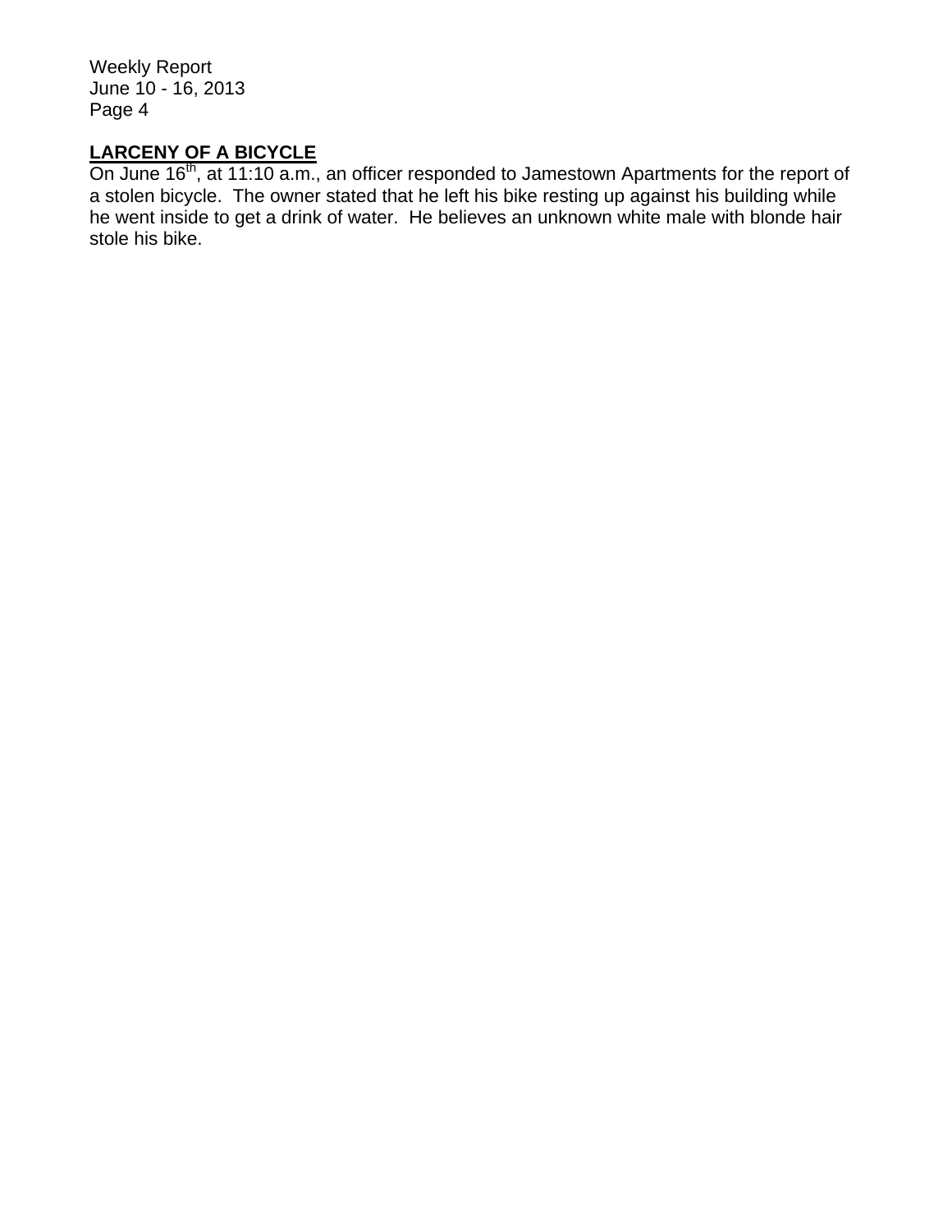## LARCENY OF A BICYCLE

On June 16th, at 11:10 a.m., an officer responded to Jamestown Apartments for the report of a stolen bicycle. The owner stated that he left his bike resting up against his building while he went inside to get a drink of water. He believes an unknown white male with blonde hair stole his bike.